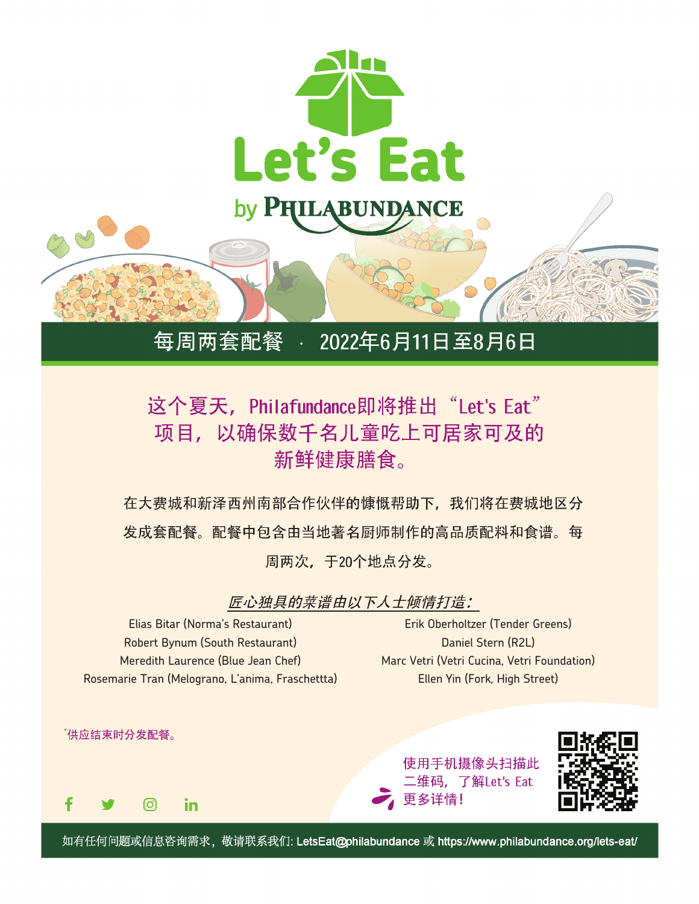# Let's Eat

by PHILABUNDANCE

## 每周两套配餐 · 2022年6月11日至8月6日

### 这个夏天，Philafundance即将推出“Let's Eat”项目，以确保数千名儿童吃上可居家可及的新鲜健康膳食。

在大费城和新泽西州南部合作伙伴的慷慨帮助下，我们将在费城地区分发成套配餐。配餐中包含由当地著名厨师制作的高品质配料和食谱。每周两次，于20个地点分发。

*匠心独具的菜谱由以下人士倾情打造：*

- Elias Bitar (Norma's Restaurant)
- Robert Bynum (South Restaurant)
- Meredith Laurence (Blue Jean Chef)
- Rosemarie Tran (Melograno, L'anima, Fraschettta)
- Erik Oberholtzer (Tender Greens)
- Daniel Stern (R2L)
- Marc Vetri (Vetri Cucina, Vetri Foundation)
- Ellen Yin (Fork, High Street)

*供应结束时分发配餐。

使用手机摄像头扫描此二维码，了解Let's Eat更多详情！

如有任何问题或信息咨询需求，敬请联系我们: LetsEat@philabundance 或 https://www.philabundance.org/lets-eat/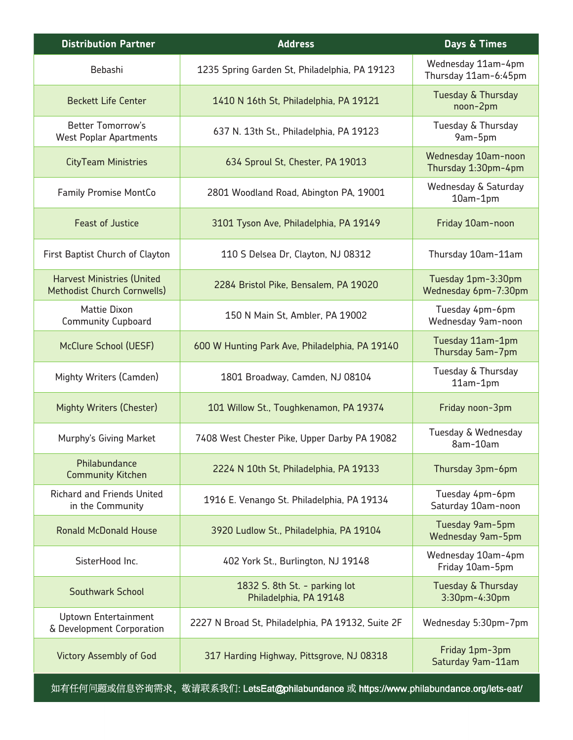| Distribution Partner | Address | Days & Times |
|---|---|---|
| Bebashi | 1235 Spring Garden St, Philadelphia, PA 19123 | Wednesday 11am-4pm<br>Thursday 11am-6:45pm |
| Beckett Life Center | 1410 N 16th St, Philadelphia, PA 19121 | Tuesday & Thursday<br>noon-2pm |
| Better Tomorrow's<br>West Poplar Apartments | 637 N. 13th St., Philadelphia, PA 19123 | Tuesday & Thursday<br>9am-5pm |
| CityTeam Ministries | 634 Sproul St, Chester, PA 19013 | Wednesday 10am-noon<br>Thursday 1:30pm-4pm |
| Family Promise MontCo | 2801 Woodland Road, Abington PA, 19001 | Wednesday & Saturday<br>10am-1pm |
| Feast of Justice | 3101 Tyson Ave, Philadelphia, PA 19149 | Friday 10am-noon |
| First Baptist Church of Clayton | 110 S Delsea Dr, Clayton, NJ 08312 | Thursday 10am-11am |
| Harvest Ministries (United Methodist Church Cornwells) | 2284 Bristol Pike, Bensalem, PA 19020 | Tuesday 1pm-3:30pm<br>Wednesday 6pm-7:30pm |
| Mattie Dixon<br>Community Cupboard | 150 N Main St, Ambler, PA 19002 | Tuesday 4pm-6pm<br>Wednesday 9am-noon |
| McClure School (UESF) | 600 W Hunting Park Ave, Philadelphia, PA 19140 | Tuesday 11am-1pm<br>Thursday 5am-7pm |
| Mighty Writers (Camden) | 1801 Broadway, Camden, NJ 08104 | Tuesday & Thursday<br>11am-1pm |
| Mighty Writers (Chester) | 101 Willow St., Toughkenamon, PA 19374 | Friday noon-3pm |
| Murphy's Giving Market | 7408 West Chester Pike, Upper Darby PA 19082 | Tuesday & Wednesday<br>8am-10am |
| Philabundance<br>Community Kitchen | 2224 N 10th St, Philadelphia, PA 19133 | Thursday 3pm-6pm |
| Richard and Friends United<br>in the Community | 1916 E. Venango St. Philadelphia, PA 19134 | Tuesday 4pm-6pm<br>Saturday 10am-noon |
| Ronald McDonald House | 3920 Ludlow St., Philadelphia, PA 19104 | Tuesday 9am-5pm<br>Wednesday 9am-5pm |
| SisterHood Inc. | 402 York St., Burlington, NJ 19148 | Wednesday 10am-4pm<br>Friday 10am-5pm |
| Southwark School | 1832 S. 8th St. - parking lot<br>Philadelphia, PA 19148 | Tuesday & Thursday<br>3:30pm-4:30pm |
| Uptown Entertainment<br>& Development Corporation | 2227 N Broad St, Philadelphia, PA 19132, Suite 2F | Wednesday 5:30pm-7pm |
| Victory Assembly of God | 317 Harding Highway, Pittsgrove, NJ 08318 | Friday 1pm-3pm<br>Saturday 9am-11am |

如有任何问题或信息咨询需求，敬请联系我们: LetsEat@philabundance 或 https://www.philabundance.org/lets-eat/